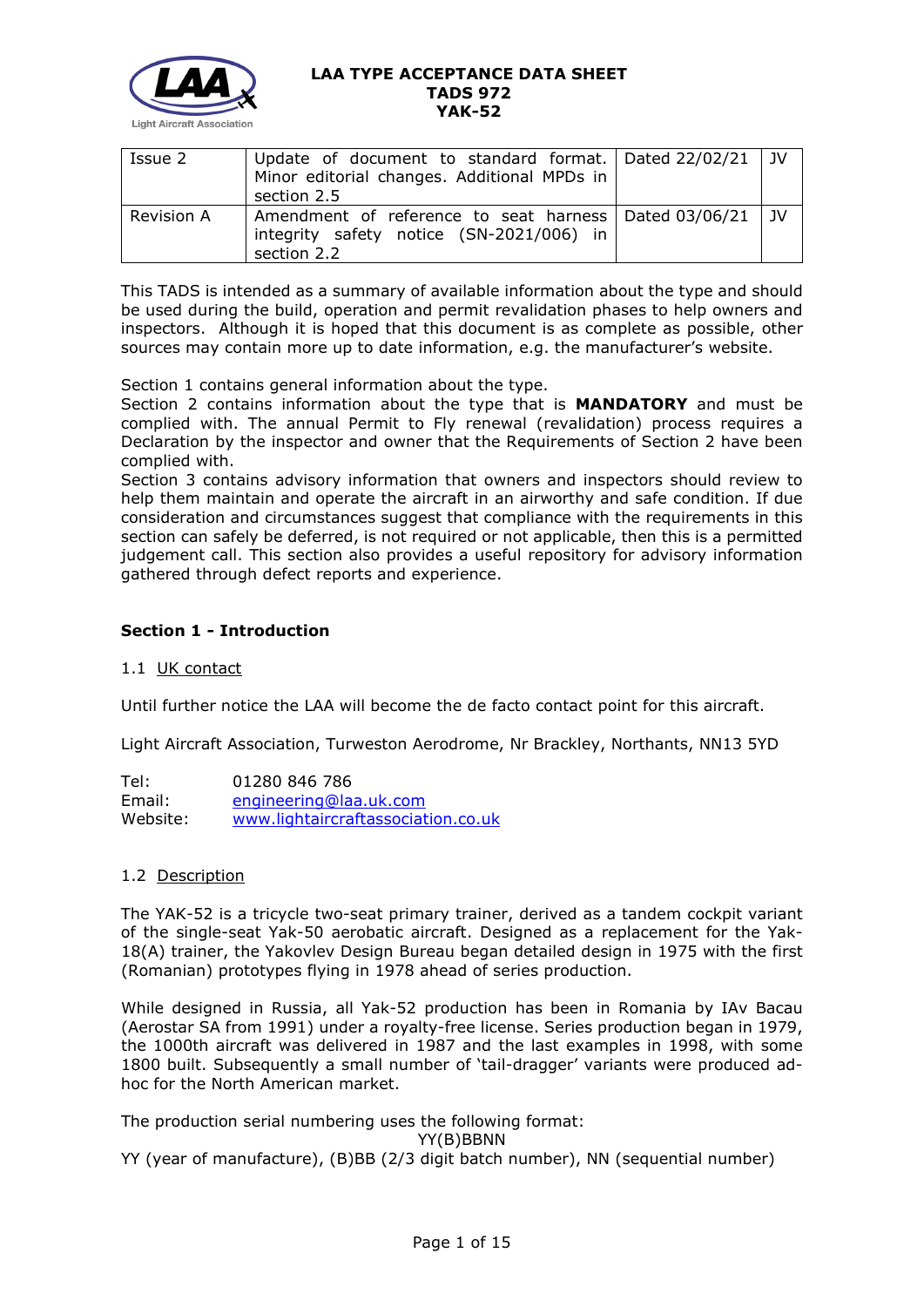# LAA TYPE ACCEPTANCE DATA SHEET
# TADS 972
# YAK-52

| Issue 2 | Update of document to standard format. Minor editorial changes. Additional MPDs in section 2.5 | Dated 22/02/21 | JV |
|---|---|---|---|
| Revision A | Amendment of reference to seat harness integrity safety notice (SN-2021/006) in section 2.2 | Dated 03/06/21 | JV |

This TADS is intended as a summary of available information about the type and should be used during the build, operation and permit revalidation phases to help owners and inspectors. Although it is hoped that this document is as complete as possible, other sources may contain more up to date information, e.g. the manufacturer's website.

Section 1 contains general information about the type.

Section 2 contains information about the type that is **MANDATORY** and must be complied with. The annual Permit to Fly renewal (revalidation) process requires a Declaration by the inspector and owner that the Requirements of Section 2 have been complied with.

Section 3 contains advisory information that owners and inspectors should review to help them maintain and operate the aircraft in an airworthy and safe condition. If due consideration and circumstances suggest that compliance with the requirements in this section can safely be deferred, is not required or not applicable, then this is a permitted judgement call. This section also provides a useful repository for advisory information gathered through defect reports and experience.

## Section 1 - Introduction

### 1.1 UK contact

Until further notice the LAA will become the de facto contact point for this aircraft.

Light Aircraft Association, Turweston Aerodrome, Nr Brackley, Northants, NN13 5YD

Tel: 01280 846 786
Email: engineering@laa.uk.com
Website: www.lightaircraftassociation.co.uk

### 1.2 Description

The YAK-52 is a tricycle two-seat primary trainer, derived as a tandem cockpit variant of the single-seat Yak-50 aerobatic aircraft. Designed as a replacement for the Yak-18(A) trainer, the Yakovlev Design Bureau began detailed design in 1975 with the first (Romanian) prototypes flying in 1978 ahead of series production.

While designed in Russia, all Yak-52 production has been in Romania by IAv Bacau (Aerostar SA from 1991) under a royalty-free license. Series production began in 1979, the 1000th aircraft was delivered in 1987 and the last examples in 1998, with some 1800 built. Subsequently a small number of 'tail-dragger' variants were produced ad-hoc for the North American market.

The production serial numbering uses the following format:

YY(B)BBNN

YY (year of manufacture), (B)BB (2/3 digit batch number), NN (sequential number)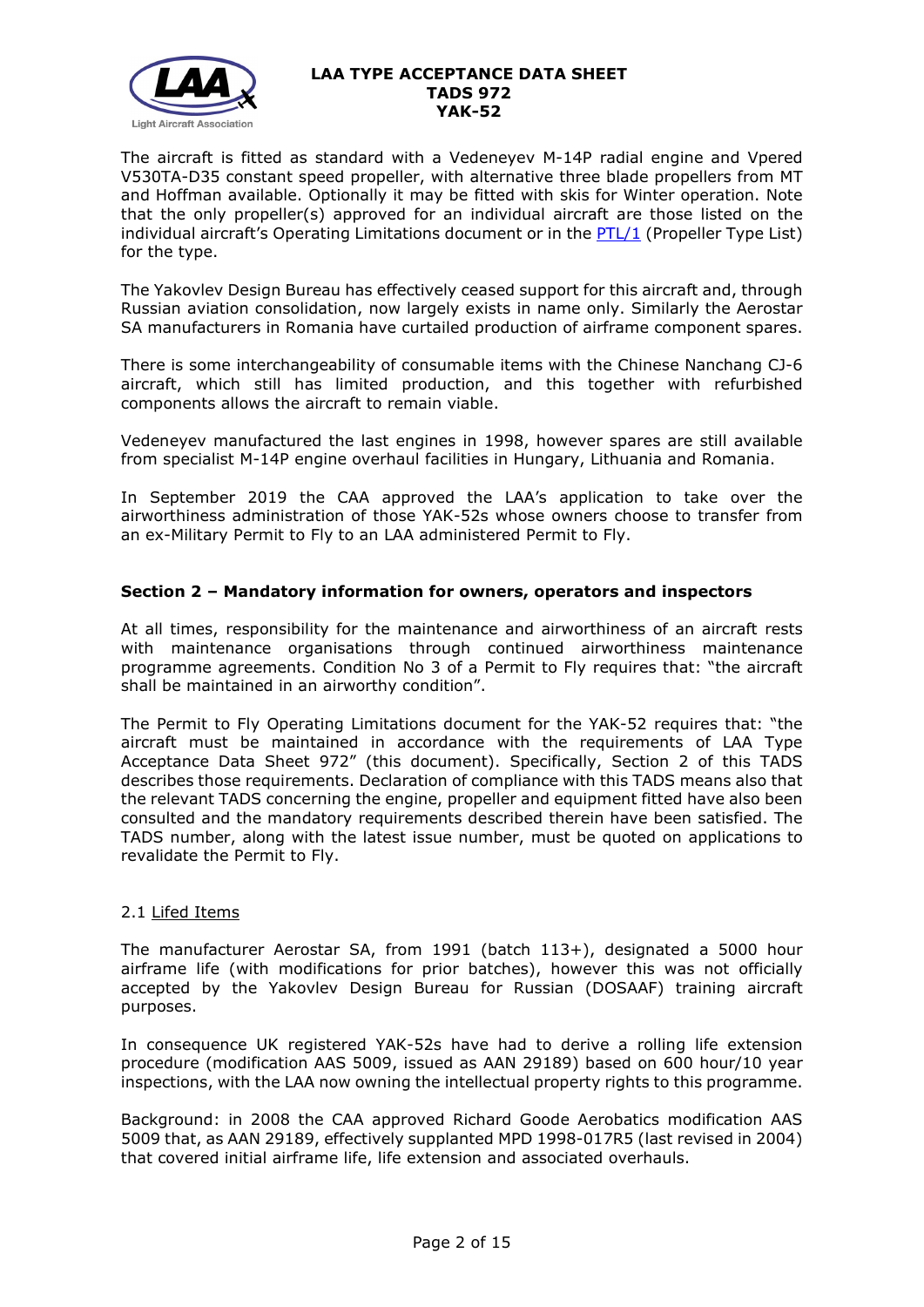The aircraft is fitted as standard with a Vedeneyev M-14P radial engine and Vpered V530TA-D35 constant speed propeller, with alternative three blade propellers from MT and Hoffman available. Optionally it may be fitted with skis for Winter operation. Note that the only propeller(s) approved for an individual aircraft are those listed on the individual aircraft's Operating Limitations document or in the PTL/1 (Propeller Type List) for the type.

The Yakovlev Design Bureau has effectively ceased support for this aircraft and, through Russian aviation consolidation, now largely exists in name only. Similarly the Aerostar SA manufacturers in Romania have curtailed production of airframe component spares.

There is some interchangeability of consumable items with the Chinese Nanchang CJ-6 aircraft, which still has limited production, and this together with refurbished components allows the aircraft to remain viable.

Vedeneyev manufactured the last engines in 1998, however spares are still available from specialist M-14P engine overhaul facilities in Hungary, Lithuania and Romania.

In September 2019 the CAA approved the LAA's application to take over the airworthiness administration of those YAK-52s whose owners choose to transfer from an ex-Military Permit to Fly to an LAA administered Permit to Fly.

## Section 2 – Mandatory information for owners, operators and inspectors

At all times, responsibility for the maintenance and airworthiness of an aircraft rests with maintenance organisations through continued airworthiness maintenance programme agreements. Condition No 3 of a Permit to Fly requires that: "the aircraft shall be maintained in an airworthy condition".

The Permit to Fly Operating Limitations document for the YAK-52 requires that: "the aircraft must be maintained in accordance with the requirements of LAA Type Acceptance Data Sheet 972" (this document). Specifically, Section 2 of this TADS describes those requirements. Declaration of compliance with this TADS means also that the relevant TADS concerning the engine, propeller and equipment fitted have also been consulted and the mandatory requirements described therein have been satisfied. The TADS number, along with the latest issue number, must be quoted on applications to revalidate the Permit to Fly.

### 2.1 Lifed Items

The manufacturer Aerostar SA, from 1991 (batch 113+), designated a 5000 hour airframe life (with modifications for prior batches), however this was not officially accepted by the Yakovlev Design Bureau for Russian (DOSAAF) training aircraft purposes.

In consequence UK registered YAK-52s have had to derive a rolling life extension procedure (modification AAS 5009, issued as AAN 29189) based on 600 hour/10 year inspections, with the LAA now owning the intellectual property rights to this programme.

Background: in 2008 the CAA approved Richard Goode Aerobatics modification AAS 5009 that, as AAN 29189, effectively supplanted MPD 1998-017R5 (last revised in 2004) that covered initial airframe life, life extension and associated overhauls.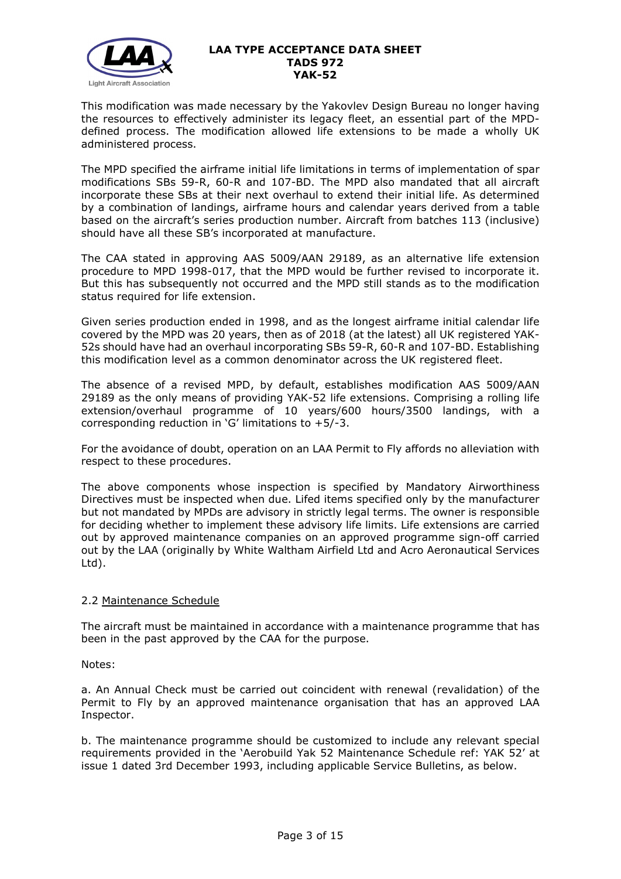This modification was made necessary by the Yakovlev Design Bureau no longer having the resources to effectively administer its legacy fleet, an essential part of the MPD-defined process. The modification allowed life extensions to be made a wholly UK administered process.

The MPD specified the airframe initial life limitations in terms of implementation of spar modifications SBs 59-R, 60-R and 107-BD. The MPD also mandated that all aircraft incorporate these SBs at their next overhaul to extend their initial life. As determined by a combination of landings, airframe hours and calendar years derived from a table based on the aircraft's series production number. Aircraft from batches 113 (inclusive) should have all these SB's incorporated at manufacture.

The CAA stated in approving AAS 5009/AAN 29189, as an alternative life extension procedure to MPD 1998-017, that the MPD would be further revised to incorporate it. But this has subsequently not occurred and the MPD still stands as to the modification status required for life extension.

Given series production ended in 1998, and as the longest airframe initial calendar life covered by the MPD was 20 years, then as of 2018 (at the latest) all UK registered YAK-52s should have had an overhaul incorporating SBs 59-R, 60-R and 107-BD. Establishing this modification level as a common denominator across the UK registered fleet.

The absence of a revised MPD, by default, establishes modification AAS 5009/AAN 29189 as the only means of providing YAK-52 life extensions. Comprising a rolling life extension/overhaul programme of 10 years/600 hours/3500 landings, with a corresponding reduction in 'G' limitations to +5/-3.

For the avoidance of doubt, operation on an LAA Permit to Fly affords no alleviation with respect to these procedures.

The above components whose inspection is specified by Mandatory Airworthiness Directives must be inspected when due. Lifed items specified only by the manufacturer but not mandated by MPDs are advisory in strictly legal terms. The owner is responsible for deciding whether to implement these advisory life limits. Life extensions are carried out by approved maintenance companies on an approved programme sign-off carried out by the LAA (originally by White Waltham Airfield Ltd and Acro Aeronautical Services Ltd).

## 2.2 Maintenance Schedule

The aircraft must be maintained in accordance with a maintenance programme that has been in the past approved by the CAA for the purpose.

Notes:

a. An Annual Check must be carried out coincident with renewal (revalidation) of the Permit to Fly by an approved maintenance organisation that has an approved LAA Inspector.

b. The maintenance programme should be customized to include any relevant special requirements provided in the 'Aerobuild Yak 52 Maintenance Schedule ref: YAK 52' at issue 1 dated 3rd December 1993, including applicable Service Bulletins, as below.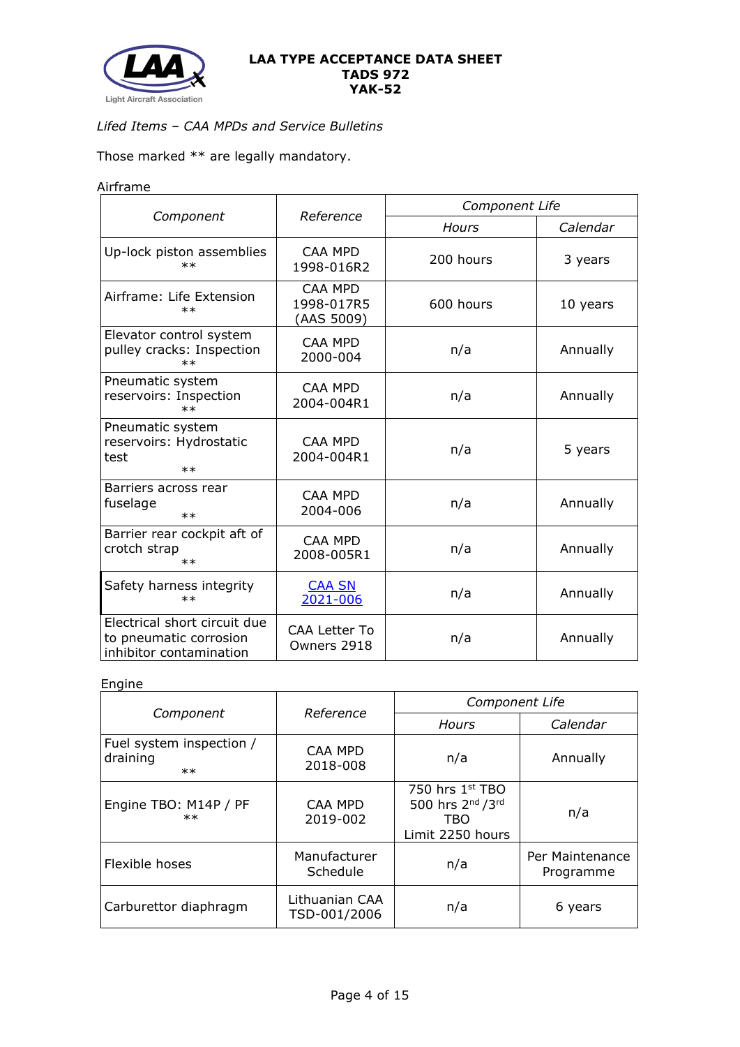*Lifed Items – CAA MPDs and Service Bulletins*

Those marked ** are legally mandatory.

Airframe

| Component | Reference | Component Life | |
|---|---|---|---|
| | | Hours | Calendar |
| Up-lock piston assemblies ** | CAA MPD 1998-016R2 | 200 hours | 3 years |
| Airframe: Life Extension ** | CAA MPD 1998-017R5 (AAS 5009) | 600 hours | 10 years |
| Elevator control system pulley cracks: Inspection ** | CAA MPD 2000-004 | n/a | Annually |
| Pneumatic system reservoirs: Inspection ** | CAA MPD 2004-004R1 | n/a | Annually |
| Pneumatic system reservoirs: Hydrostatic test ** | CAA MPD 2004-004R1 | n/a | 5 years |
| Barriers across rear fuselage ** | CAA MPD 2004-006 | n/a | Annually |
| Barrier rear cockpit aft of crotch strap ** | CAA MPD 2008-005R1 | n/a | Annually |
| Safety harness integrity ** | CAA SN 2021-006 | n/a | Annually |
| Electrical short circuit due to pneumatic corrosion inhibitor contamination | CAA Letter To Owners 2918 | n/a | Annually |

Engine

| Component | Reference | Component Life | |
|---|---|---|---|
| | | Hours | Calendar |
| Fuel system inspection / draining ** | CAA MPD 2018-008 | n/a | Annually |
| Engine TBO: M14P / PF ** | CAA MPD 2019-002 | 750 hrs 1st TBO 500 hrs 2nd /3rd TBO Limit 2250 hours | n/a |
| Flexible hoses | Manufacturer Schedule | n/a | Per Maintenance Programme |
| Carburettor diaphragm | Lithuanian CAA TSD-001/2006 | n/a | 6 years |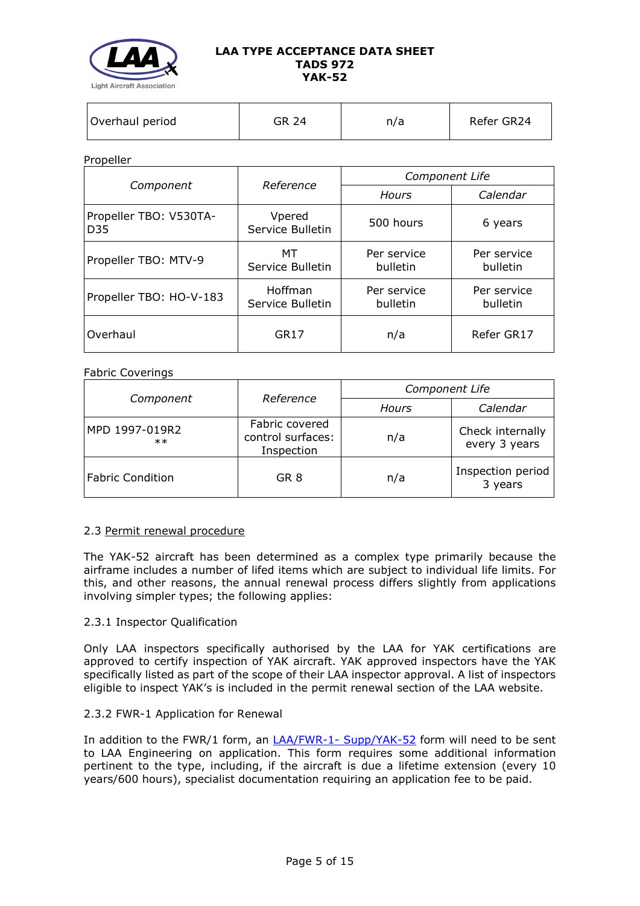| Overhaul period | GR 24 | n/a | Refer GR24 |
|---|---|---|---|

Propeller

| *Component* | *Reference* | *Component Life* | |
|---|---|---|---|
| | | *Hours* | *Calendar* |
| Propeller TBO: V530TA-D35 | Vpered Service Bulletin | 500 hours | 6 years |
| Propeller TBO: MTV-9 | MT Service Bulletin | Per service bulletin | Per service bulletin |
| Propeller TBO: HO-V-183 | Hoffman Service Bulletin | Per service bulletin | Per service bulletin |
| Overhaul | GR17 | n/a | Refer GR17 |

Fabric Coverings

| *Component* | *Reference* | *Component Life* | |
|---|---|---|---|
| | | *Hours* | *Calendar* |
| MPD 1997-019R2 ** | Fabric covered control surfaces: Inspection | n/a | Check internally every 3 years |
| Fabric Condition | GR 8 | n/a | Inspection period 3 years |

2.3 Permit renewal procedure

The YAK-52 aircraft has been determined as a complex type primarily because the airframe includes a number of lifed items which are subject to individual life limits. For this, and other reasons, the annual renewal process differs slightly from applications involving simpler types; the following applies:

2.3.1 Inspector Qualification

Only LAA inspectors specifically authorised by the LAA for YAK certifications are approved to certify inspection of YAK aircraft. YAK approved inspectors have the YAK specifically listed as part of the scope of their LAA inspector approval. A list of inspectors eligible to inspect YAK's is included in the permit renewal section of the LAA website.

2.3.2 FWR-1 Application for Renewal

In addition to the FWR/1 form, an LAA/FWR-1- Supp/YAK-52 form will need to be sent to LAA Engineering on application. This form requires some additional information pertinent to the type, including, if the aircraft is due a lifetime extension (every 10 years/600 hours), specialist documentation requiring an application fee to be paid.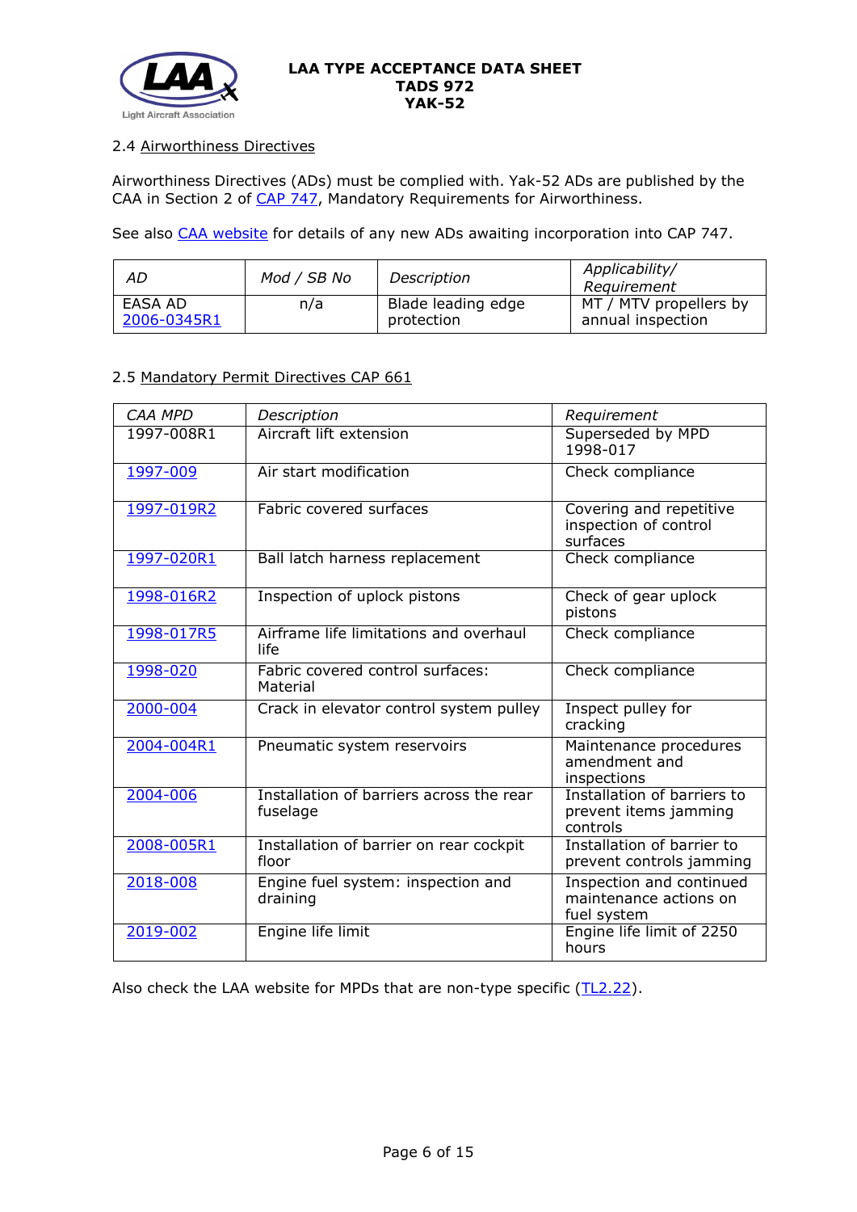2.4 Airworthiness Directives

Airworthiness Directives (ADs) must be complied with. Yak-52 ADs are published by the CAA in Section 2 of CAP 747, Mandatory Requirements for Airworthiness.

See also CAA website for details of any new ADs awaiting incorporation into CAP 747.

| *AD* | *Mod / SB No* | *Description* | *Applicability/ Requirement* |
|---|---|---|---|
| EASA AD 2006-0345R1 | n/a | Blade leading edge protection | MT / MTV propellers by annual inspection |

2.5 Mandatory Permit Directives CAP 661

| *CAA MPD* | *Description* | *Requirement* |
|---|---|---|
| 1997-008R1 | Aircraft lift extension | Superseded by MPD 1998-017 |
| 1997-009 | Air start modification | Check compliance |
| 1997-019R2 | Fabric covered surfaces | Covering and repetitive inspection of control surfaces |
| 1997-020R1 | Ball latch harness replacement | Check compliance |
| 1998-016R2 | Inspection of uplock pistons | Check of gear uplock pistons |
| 1998-017R5 | Airframe life limitations and overhaul life | Check compliance |
| 1998-020 | Fabric covered control surfaces: Material | Check compliance |
| 2000-004 | Crack in elevator control system pulley | Inspect pulley for cracking |
| 2004-004R1 | Pneumatic system reservoirs | Maintenance procedures amendment and inspections |
| 2004-006 | Installation of barriers across the rear fuselage | Installation of barriers to prevent items jamming controls |
| 2008-005R1 | Installation of barrier on rear cockpit floor | Installation of barrier to prevent controls jamming |
| 2018-008 | Engine fuel system: inspection and draining | Inspection and continued maintenance actions on fuel system |
| 2019-002 | Engine life limit | Engine life limit of 2250 hours |

Also check the LAA website for MPDs that are non-type specific (TL2.22).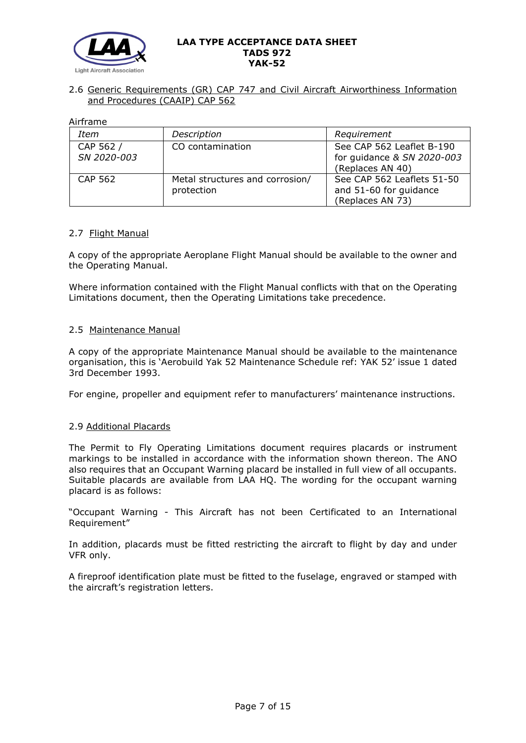### 2.6 Generic Requirements (GR) CAP 747 and Civil Aircraft Airworthiness Information and Procedures (CAAIP) CAP 562

Airframe

| *Item* | *Description* | *Requirement* |
|---|---|---|
| CAP 562 / *SN 2020-003* | CO contamination | See CAP 562 Leaflet B-190 for guidance & *SN 2020-003* (Replaces AN 40) |
| CAP 562 | Metal structures and corrosion/ protection | See CAP 562 Leaflets 51-50 and 51-60 for guidance (Replaces AN 73) |

### 2.7 Flight Manual

A copy of the appropriate Aeroplane Flight Manual should be available to the owner and the Operating Manual.

Where information contained with the Flight Manual conflicts with that on the Operating Limitations document, then the Operating Limitations take precedence.

### 2.5 Maintenance Manual

A copy of the appropriate Maintenance Manual should be available to the maintenance organisation, this is 'Aerobuild Yak 52 Maintenance Schedule ref: YAK 52' issue 1 dated 3rd December 1993.

For engine, propeller and equipment refer to manufacturers' maintenance instructions.

### 2.9 Additional Placards

The Permit to Fly Operating Limitations document requires placards or instrument markings to be installed in accordance with the information shown thereon. The ANO also requires that an Occupant Warning placard be installed in full view of all occupants. Suitable placards are available from LAA HQ. The wording for the occupant warning placard is as follows:

"Occupant Warning - This Aircraft has not been Certificated to an International Requirement"

In addition, placards must be fitted restricting the aircraft to flight by day and under VFR only.

A fireproof identification plate must be fitted to the fuselage, engraved or stamped with the aircraft's registration letters.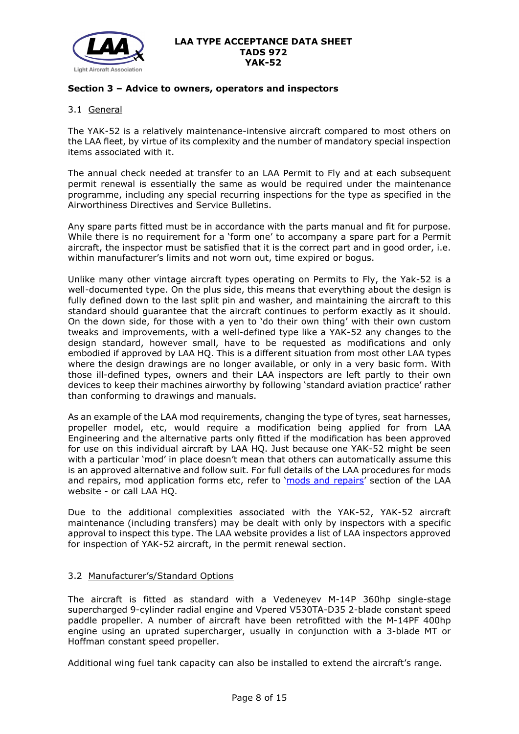## Section 3 – Advice to owners, operators and inspectors

### 3.1 General

The YAK-52 is a relatively maintenance-intensive aircraft compared to most others on the LAA fleet, by virtue of its complexity and the number of mandatory special inspection items associated with it.

The annual check needed at transfer to an LAA Permit to Fly and at each subsequent permit renewal is essentially the same as would be required under the maintenance programme, including any special recurring inspections for the type as specified in the Airworthiness Directives and Service Bulletins.

Any spare parts fitted must be in accordance with the parts manual and fit for purpose. While there is no requirement for a 'form one' to accompany a spare part for a Permit aircraft, the inspector must be satisfied that it is the correct part and in good order, i.e. within manufacturer's limits and not worn out, time expired or bogus.

Unlike many other vintage aircraft types operating on Permits to Fly, the Yak-52 is a well-documented type. On the plus side, this means that everything about the design is fully defined down to the last split pin and washer, and maintaining the aircraft to this standard should guarantee that the aircraft continues to perform exactly as it should. On the down side, for those with a yen to 'do their own thing' with their own custom tweaks and improvements, with a well-defined type like a YAK-52 any changes to the design standard, however small, have to be requested as modifications and only embodied if approved by LAA HQ. This is a different situation from most other LAA types where the design drawings are no longer available, or only in a very basic form. With those ill-defined types, owners and their LAA inspectors are left partly to their own devices to keep their machines airworthy by following 'standard aviation practice' rather than conforming to drawings and manuals.

As an example of the LAA mod requirements, changing the type of tyres, seat harnesses, propeller model, etc, would require a modification being applied for from LAA Engineering and the alternative parts only fitted if the modification has been approved for use on this individual aircraft by LAA HQ. Just because one YAK-52 might be seen with a particular 'mod' in place doesn't mean that others can automatically assume this is an approved alternative and follow suit. For full details of the LAA procedures for mods and repairs, mod application forms etc, refer to 'mods and repairs' section of the LAA website - or call LAA HQ.

Due to the additional complexities associated with the YAK-52, YAK-52 aircraft maintenance (including transfers) may be dealt with only by inspectors with a specific approval to inspect this type. The LAA website provides a list of LAA inspectors approved for inspection of YAK-52 aircraft, in the permit renewal section.

### 3.2 Manufacturer's/Standard Options

The aircraft is fitted as standard with a Vedeneyev M-14P 360hp single-stage supercharged 9-cylinder radial engine and Vpered V530TA-D35 2-blade constant speed paddle propeller. A number of aircraft have been retrofitted with the M-14PF 400hp engine using an uprated supercharger, usually in conjunction with a 3-blade MT or Hoffman constant speed propeller.

Additional wing fuel tank capacity can also be installed to extend the aircraft's range.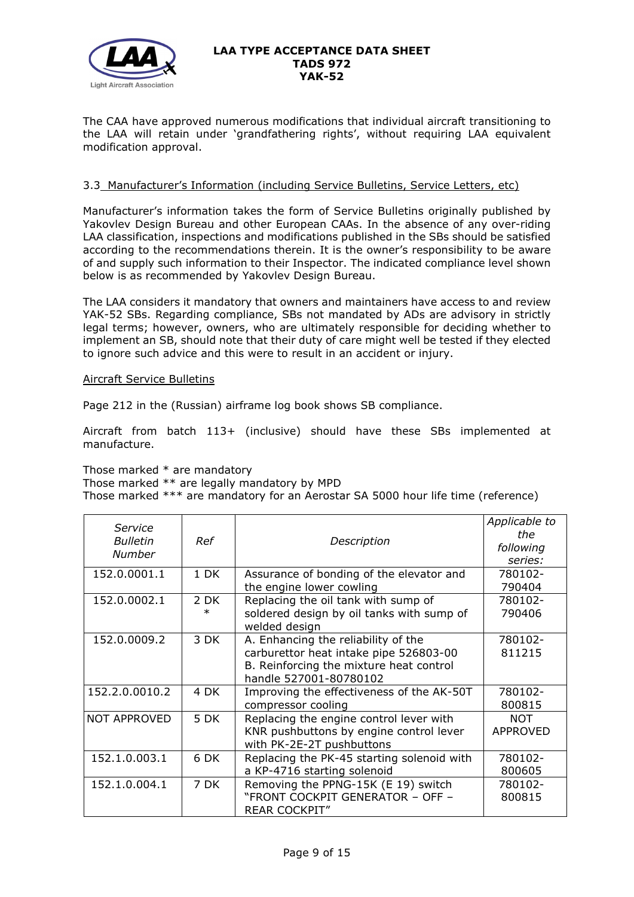The CAA have approved numerous modifications that individual aircraft transitioning to the LAA will retain under 'grandfathering rights', without requiring LAA equivalent modification approval.

### 3.3 Manufacturer's Information (including Service Bulletins, Service Letters, etc)

Manufacturer's information takes the form of Service Bulletins originally published by Yakovlev Design Bureau and other European CAAs. In the absence of any over-riding LAA classification, inspections and modifications published in the SBs should be satisfied according to the recommendations therein. It is the owner's responsibility to be aware of and supply such information to their Inspector. The indicated compliance level shown below is as recommended by Yakovlev Design Bureau.

The LAA considers it mandatory that owners and maintainers have access to and review YAK-52 SBs. Regarding compliance, SBs not mandated by ADs are advisory in strictly legal terms; however, owners, who are ultimately responsible for deciding whether to implement an SB, should note that their duty of care might well be tested if they elected to ignore such advice and this were to result in an accident or injury.

Aircraft Service Bulletins

Page 212 in the (Russian) airframe log book shows SB compliance.

Aircraft from batch 113+ (inclusive) should have these SBs implemented at manufacture.

Those marked * are mandatory
Those marked ** are legally mandatory by MPD
Those marked *** are mandatory for an Aerostar SA 5000 hour life time (reference)

| *Service Bulletin Number* | *Ref* | *Description* | *Applicable to the following series:* |
|---|---|---|---|
| 152.0.0001.1 | 1 DK | Assurance of bonding of the elevator and the engine lower cowling | 780102-790404 |
| 152.0.0002.1 | 2 DK * | Replacing the oil tank with sump of soldered design by oil tanks with sump of welded design | 780102-790406 |
| 152.0.0009.2 | 3 DK | A. Enhancing the reliability of the carburettor heat intake pipe 526803-00<br>B. Reinforcing the mixture heat control handle 527001-80780102 | 780102-811215 |
| 152.2.0.0010.2 | 4 DK | Improving the effectiveness of the AK-50T compressor cooling | 780102-800815 |
| NOT APPROVED | 5 DK | Replacing the engine control lever with KNR pushbuttons by engine control lever with PK-2E-2T pushbuttons | NOT APPROVED |
| 152.1.0.003.1 | 6 DK | Replacing the PK-45 starting solenoid with a KP-4716 starting solenoid | 780102-800605 |
| 152.1.0.004.1 | 7 DK | Removing the PPNG-15K (E 19) switch "FRONT COCKPIT GENERATOR – OFF – REAR COCKPIT" | 780102-800815 |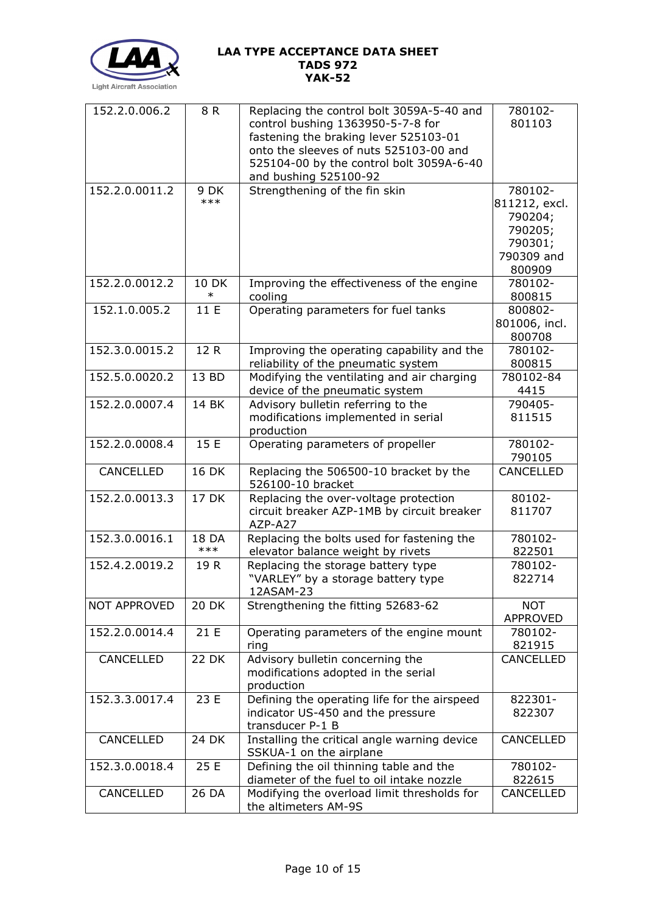| 152.2.0.006.2 | 8 R | Replacing the control bolt 3059A-5-40 and control bushing 1363950-5-7-8 for fastening the braking lever 525103-01 onto the sleeves of nuts 525103-00 and 525104-00 by the control bolt 3059A-6-40 and bushing 525100-92 | 780102-801103 |
|---|---|---|---|
| 152.2.0.0011.2 | 9 DK *** | Strengthening of the fin skin | 780102-811212, excl. 790204; 790205; 790301; 790309 and 800909 |
| 152.2.0.0012.2 | 10 DK * | Improving the effectiveness of the engine cooling | 780102-800815 |
| 152.1.0.005.2 | 11 E | Operating parameters for fuel tanks | 800802-801006, incl. 800708 |
| 152.3.0.0015.2 | 12 R | Improving the operating capability and the reliability of the pneumatic system | 780102-800815 |
| 152.5.0.0020.2 | 13 BD | Modifying the ventilating and air charging device of the pneumatic system | 780102-84 4415 |
| 152.2.0.0007.4 | 14 BK | Advisory bulletin referring to the modifications implemented in serial production | 790405-811515 |
| 152.2.0.0008.4 | 15 E | Operating parameters of propeller | 780102-790105 |
| CANCELLED | 16 DK | Replacing the 506500-10 bracket by the 526100-10 bracket | CANCELLED |
| 152.2.0.0013.3 | 17 DK | Replacing the over-voltage protection circuit breaker AZP-1MB by circuit breaker AZP-A27 | 80102-811707 |
| 152.3.0.0016.1 | 18 DA *** | Replacing the bolts used for fastening the elevator balance weight by rivets | 780102-822501 |
| 152.4.2.0019.2 | 19 R | Replacing the storage battery type "VARLEY" by a storage battery type 12ASAM-23 | 780102-822714 |
| NOT APPROVED | 20 DK | Strengthening the fitting 52683-62 | NOT APPROVED |
| 152.2.0.0014.4 | 21 E | Operating parameters of the engine mount ring | 780102-821915 |
| CANCELLED | 22 DK | Advisory bulletin concerning the modifications adopted in the serial production | CANCELLED |
| 152.3.3.0017.4 | 23 E | Defining the operating life for the airspeed indicator US-450 and the pressure transducer P-1 B | 822301-822307 |
| CANCELLED | 24 DK | Installing the critical angle warning device SSKUA-1 on the airplane | CANCELLED |
| 152.3.0.0018.4 | 25 E | Defining the oil thinning table and the diameter of the fuel to oil intake nozzle | 780102-822615 |
| CANCELLED | 26 DA | Modifying the overload limit thresholds for the altimeters AM-9S | CANCELLED |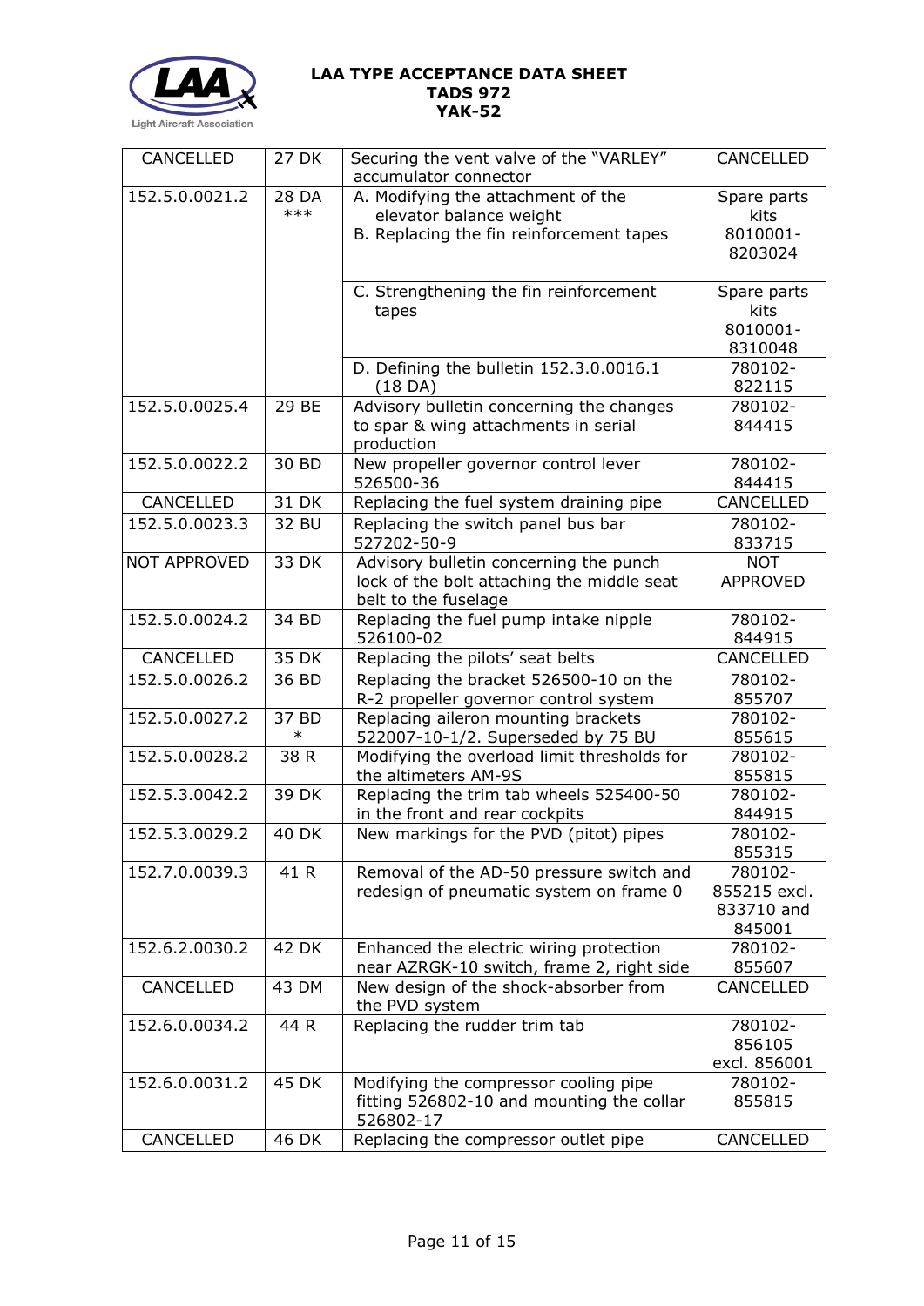| CANCELLED | 27 DK | Securing the vent valve of the "VARLEY" accumulator connector | CANCELLED |
|---|---|---|---|
| 152.5.0.0021.2 | 28 DA *** | A. Modifying the attachment of the elevator balance weight<br>B. Replacing the fin reinforcement tapes | Spare parts kits 8010001-8203024 |
| | | C. Strengthening the fin reinforcement tapes | Spare parts kits 8010001-8310048 |
| | | D. Defining the bulletin 152.3.0.0016.1 (18 DA) | 780102-822115 |
| 152.5.0.0025.4 | 29 BE | Advisory bulletin concerning the changes to spar & wing attachments in serial production | 780102-844415 |
| 152.5.0.0022.2 | 30 BD | New propeller governor control lever 526500-36 | 780102-844415 |
| CANCELLED | 31 DK | Replacing the fuel system draining pipe | CANCELLED |
| 152.5.0.0023.3 | 32 BU | Replacing the switch panel bus bar 527202-50-9 | 780102-833715 |
| NOT APPROVED | 33 DK | Advisory bulletin concerning the punch lock of the bolt attaching the middle seat belt to the fuselage | NOT APPROVED |
| 152.5.0.0024.2 | 34 BD | Replacing the fuel pump intake nipple 526100-02 | 780102-844915 |
| CANCELLED | 35 DK | Replacing the pilots' seat belts | CANCELLED |
| 152.5.0.0026.2 | 36 BD | Replacing the bracket 526500-10 on the R-2 propeller governor control system | 780102-855707 |
| 152.5.0.0027.2 | 37 BD * | Replacing aileron mounting brackets 522007-10-1/2. Superseded by 75 BU | 780102-855615 |
| 152.5.0.0028.2 | 38 R | Modifying the overload limit thresholds for the altimeters AM-9S | 780102-855815 |
| 152.5.3.0042.2 | 39 DK | Replacing the trim tab wheels 525400-50 in the front and rear cockpits | 780102-844915 |
| 152.5.3.0029.2 | 40 DK | New markings for the PVD (pitot) pipes | 780102-855315 |
| 152.7.0.0039.3 | 41 R | Removal of the AD-50 pressure switch and redesign of pneumatic system on frame 0 | 780102-855215 excl. 833710 and 845001 |
| 152.6.2.0030.2 | 42 DK | Enhanced the electric wiring protection near AZRGK-10 switch, frame 2, right side | 780102-855607 |
| CANCELLED | 43 DM | New design of the shock-absorber from the PVD system | CANCELLED |
| 152.6.0.0034.2 | 44 R | Replacing the rudder trim tab | 780102-856105 excl. 856001 |
| 152.6.0.0031.2 | 45 DK | Modifying the compressor cooling pipe fitting 526802-10 and mounting the collar 526802-17 | 780102-855815 |
| CANCELLED | 46 DK | Replacing the compressor outlet pipe | CANCELLED |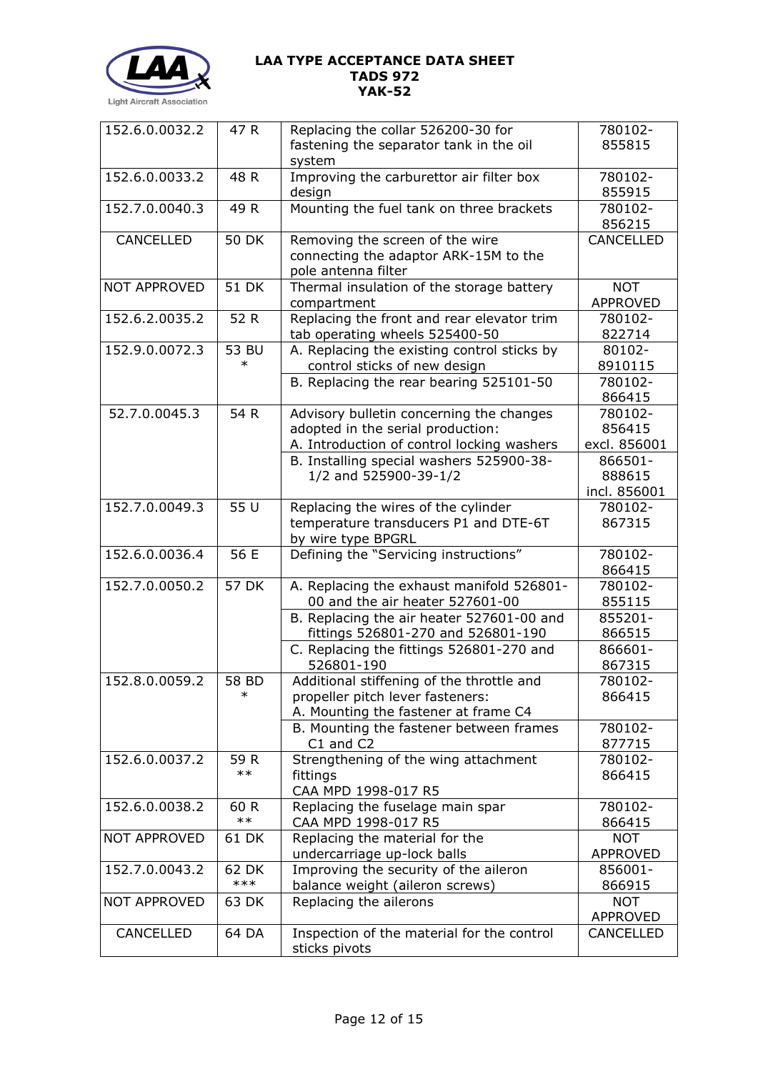| 152.6.0.0032.2 | 47 R | Replacing the collar 526200-30 for fastening the separator tank in the oil system | 780102-855815 |
|---|---|---|---|
| 152.6.0.0033.2 | 48 R | Improving the carburettor air filter box design | 780102-855915 |
| 152.7.0.0040.3 | 49 R | Mounting the fuel tank on three brackets | 780102-856215 |
| CANCELLED | 50 DK | Removing the screen of the wire connecting the adaptor ARK-15M to the pole antenna filter | CANCELLED |
| NOT APPROVED | 51 DK | Thermal insulation of the storage battery compartment | NOT APPROVED |
| 152.6.2.0035.2 | 52 R | Replacing the front and rear elevator trim tab operating wheels 525400-50 | 780102-822714 |
| 152.9.0.0072.3 | 53 BU * | A. Replacing the existing control sticks by control sticks of new design | 80102-8910115 |
| | | B. Replacing the rear bearing 525101-50 | 780102-866415 |
| 52.7.0.0045.3 | 54 R | Advisory bulletin concerning the changes adopted in the serial production:<br>A. Introduction of control locking washers | 780102-856415 excl. 856001 |
| | | B. Installing special washers 525900-38-1/2 and 525900-39-1/2 | 866501-888615 incl. 856001 |
| 152.7.0.0049.3 | 55 U | Replacing the wires of the cylinder temperature transducers P1 and DTE-6T by wire type BPGRL | 780102-867315 |
| 152.6.0.0036.4 | 56 E | Defining the "Servicing instructions" | 780102-866415 |
| 152.7.0.0050.2 | 57 DK | A. Replacing the exhaust manifold 526801-00 and the air heater 527601-00 | 780102-855115 |
| | | B. Replacing the air heater 527601-00 and fittings 526801-270 and 526801-190 | 855201-866515 |
| | | C. Replacing the fittings 526801-270 and 526801-190 | 866601-867315 |
| 152.8.0.0059.2 | 58 BD * | Additional stiffening of the throttle and propeller pitch lever fasteners:<br>A. Mounting the fastener at frame C4 | 780102-866415 |
| | | B. Mounting the fastener between frames C1 and C2 | 780102-877715 |
| 152.6.0.0037.2 | 59 R ** | Strengthening of the wing attachment fittings<br>CAA MPD 1998-017 R5 | 780102-866415 |
| 152.6.0.0038.2 | 60 R ** | Replacing the fuselage main spar<br>CAA MPD 1998-017 R5 | 780102-866415 |
| NOT APPROVED | 61 DK | Replacing the material for the undercarriage up-lock balls | NOT APPROVED |
| 152.7.0.0043.2 | 62 DK *** | Improving the security of the aileron balance weight (aileron screws) | 856001-866915 |
| NOT APPROVED | 63 DK | Replacing the ailerons | NOT APPROVED |
| CANCELLED | 64 DA | Inspection of the material for the control sticks pivots | CANCELLED |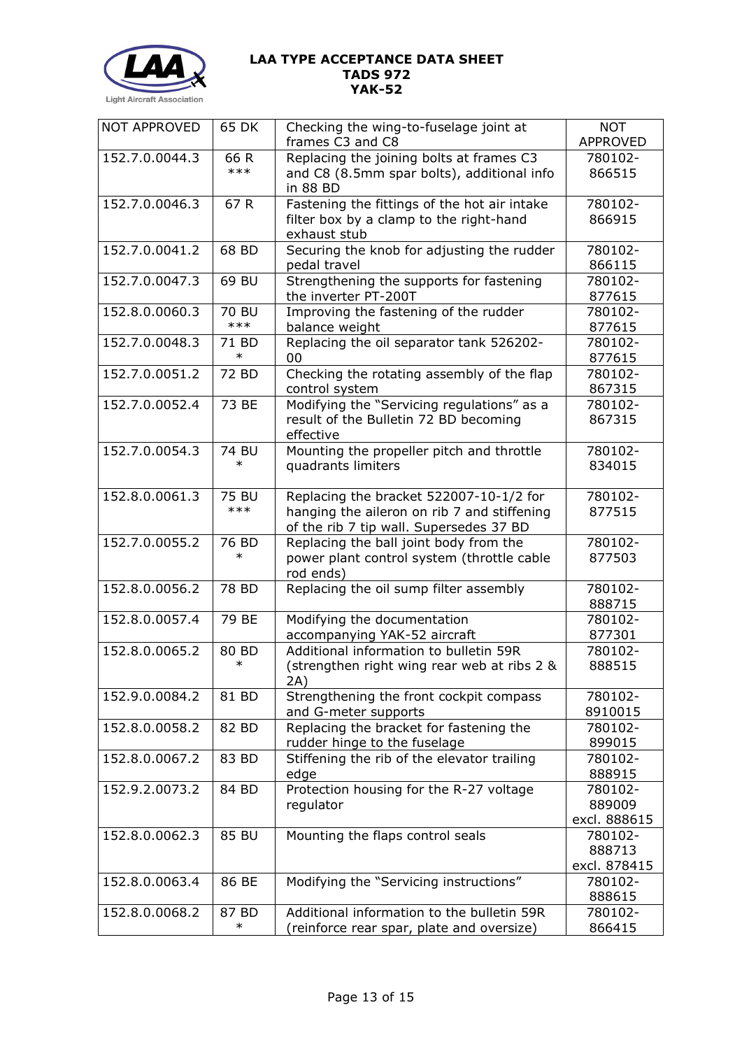| NOT APPROVED | 65 DK | Checking the wing-to-fuselage joint at frames C3 and C8 | NOT APPROVED |
|---|---|---|---|
| 152.7.0.0044.3 | 66 R *** | Replacing the joining bolts at frames C3 and C8 (8.5mm spar bolts), additional info in 88 BD | 780102-866515 |
| 152.7.0.0046.3 | 67 R | Fastening the fittings of the hot air intake filter box by a clamp to the right-hand exhaust stub | 780102-866915 |
| 152.7.0.0041.2 | 68 BD | Securing the knob for adjusting the rudder pedal travel | 780102-866115 |
| 152.7.0.0047.3 | 69 BU | Strengthening the supports for fastening the inverter PT-200T | 780102-877615 |
| 152.8.0.0060.3 | 70 BU *** | Improving the fastening of the rudder balance weight | 780102-877615 |
| 152.7.0.0048.3 | 71 BD * | Replacing the oil separator tank 526202-00 | 780102-877615 |
| 152.7.0.0051.2 | 72 BD | Checking the rotating assembly of the flap control system | 780102-867315 |
| 152.7.0.0052.4 | 73 BE | Modifying the "Servicing regulations" as a result of the Bulletin 72 BD becoming effective | 780102-867315 |
| 152.7.0.0054.3 | 74 BU * | Mounting the propeller pitch and throttle quadrants limiters | 780102-834015 |
| 152.8.0.0061.3 | 75 BU *** | Replacing the bracket 522007-10-1/2 for hanging the aileron on rib 7 and stiffening of the rib 7 tip wall. Supersedes 37 BD | 780102-877515 |
| 152.7.0.0055.2 | 76 BD * | Replacing the ball joint body from the power plant control system (throttle cable rod ends) | 780102-877503 |
| 152.8.0.0056.2 | 78 BD | Replacing the oil sump filter assembly | 780102-888715 |
| 152.8.0.0057.4 | 79 BE | Modifying the documentation accompanying YAK-52 aircraft | 780102-877301 |
| 152.8.0.0065.2 | 80 BD * | Additional information to bulletin 59R (strengthen right wing rear web at ribs 2 & 2A) | 780102-888515 |
| 152.9.0.0084.2 | 81 BD | Strengthening the front cockpit compass and G-meter supports | 780102-8910015 |
| 152.8.0.0058.2 | 82 BD | Replacing the bracket for fastening the rudder hinge to the fuselage | 780102-899015 |
| 152.8.0.0067.2 | 83 BD | Stiffening the rib of the elevator trailing edge | 780102-888915 |
| 152.9.2.0073.2 | 84 BD | Protection housing for the R-27 voltage regulator | 780102-889009 excl. 888615 |
| 152.8.0.0062.3 | 85 BU | Mounting the flaps control seals | 780102-888713 excl. 878415 |
| 152.8.0.0063.4 | 86 BE | Modifying the "Servicing instructions" | 780102-888615 |
| 152.8.0.0068.2 | 87 BD * | Additional information to the bulletin 59R (reinforce rear spar, plate and oversize) | 780102-866415 |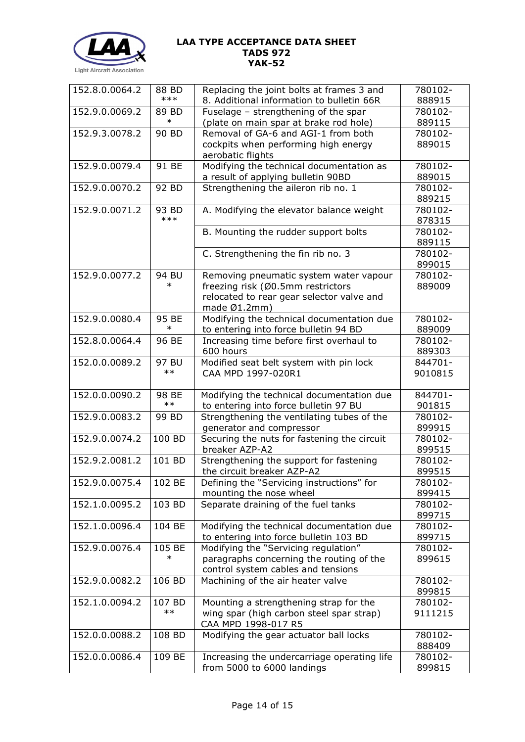| | | | |
|---|---|---|---|
| 152.8.0.0064.2 | 88 BD *** | Replacing the joint bolts at frames 3 and 8. Additional information to bulletin 66R | 780102-888915 |
| 152.9.0.0069.2 | 89 BD * | Fuselage – strengthening of the spar (plate on main spar at brake rod hole) | 780102-889115 |
| 152.9.3.0078.2 | 90 BD | Removal of GA-6 and AGI-1 from both cockpits when performing high energy aerobatic flights | 780102-889015 |
| 152.9.0.0079.4 | 91 BE | Modifying the technical documentation as a result of applying bulletin 90BD | 780102-889015 |
| 152.9.0.0070.2 | 92 BD | Strengthening the aileron rib no. 1 | 780102-889215 |
| 152.9.0.0071.2 | 93 BD *** | A. Modifying the elevator balance weight | 780102-878315 |
| | | B. Mounting the rudder support bolts | 780102-889115 |
| | | C. Strengthening the fin rib no. 3 | 780102-899015 |
| 152.9.0.0077.2 | 94 BU * | Removing pneumatic system water vapour freezing risk (Ø0.5mm restrictors relocated to rear gear selector valve and made Ø1.2mm) | 780102-889009 |
| 152.9.0.0080.4 | 95 BE * | Modifying the technical documentation due to entering into force bulletin 94 BD | 780102-889009 |
| 152.8.0.0064.4 | 96 BE | Increasing time before first overhaul to 600 hours | 780102-889303 |
| 152.0.0.0089.2 | 97 BU ** | Modified seat belt system with pin lock CAA MPD 1997-020R1 | 844701-9010815 |
| 152.0.0.0090.2 | 98 BE ** | Modifying the technical documentation due to entering into force bulletin 97 BU | 844701-901815 |
| 152.9.0.0083.2 | 99 BD | Strengthening the ventilating tubes of the generator and compressor | 780102-899915 |
| 152.9.0.0074.2 | 100 BD | Securing the nuts for fastening the circuit breaker AZP-A2 | 780102-899515 |
| 152.9.2.0081.2 | 101 BD | Strengthening the support for fastening the circuit breaker AZP-A2 | 780102-899515 |
| 152.9.0.0075.4 | 102 BE | Defining the "Servicing instructions" for mounting the nose wheel | 780102-899415 |
| 152.1.0.0095.2 | 103 BD | Separate draining of the fuel tanks | 780102-899715 |
| 152.1.0.0096.4 | 104 BE | Modifying the technical documentation due to entering into force bulletin 103 BD | 780102-899715 |
| 152.9.0.0076.4 | 105 BE * | Modifying the "Servicing regulation" paragraphs concerning the routing of the control system cables and tensions | 780102-899615 |
| 152.9.0.0082.2 | 106 BD | Machining of the air heater valve | 780102-899815 |
| 152.1.0.0094.2 | 107 BD ** | Mounting a strengthening strap for the wing spar (high carbon steel spar strap) CAA MPD 1998-017 R5 | 780102-9111215 |
| 152.0.0.0088.2 | 108 BD | Modifying the gear actuator ball locks | 780102-888409 |
| 152.0.0.0086.4 | 109 BE | Increasing the undercarriage operating life from 5000 to 6000 landings | 780102-899815 |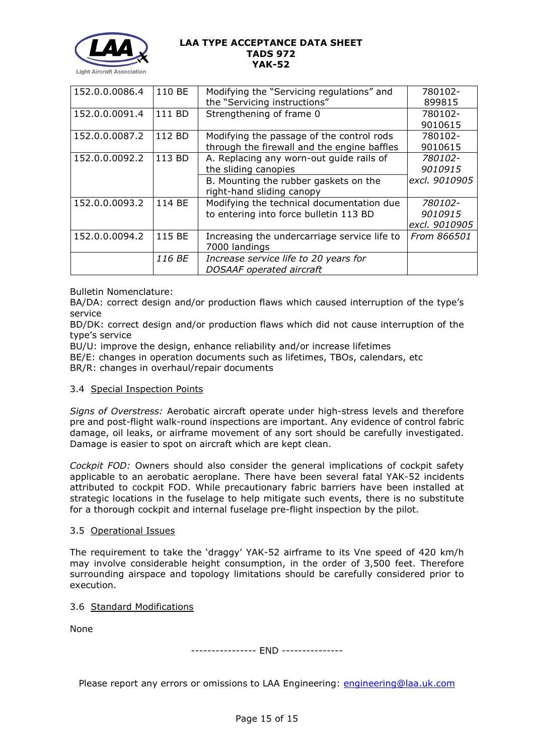| | | | |
|---|---|---|---|
| 152.0.0.0086.4 | 110 BE | Modifying the “Servicing regulations” and the “Servicing instructions” | 780102-899815 |
| 152.0.0.0091.4 | 111 BD | Strengthening of frame 0 | 780102-9010615 |
| 152.0.0.0087.2 | 112 BD | Modifying the passage of the control rods through the firewall and the engine baffles | 780102-9010615 |
| 152.0.0.0092.2 | 113 BD | A. Replacing any worn-out guide rails of the sliding canopies<br>B. Mounting the rubber gaskets on the right-hand sliding canopy | *780102-9010915 excl. 9010905* |
| 152.0.0.0093.2 | 114 BE | Modifying the technical documentation due to entering into force bulletin 113 BD | *780102-9010915 excl. 9010905* |
| 152.0.0.0094.2 | 115 BE | Increasing the undercarriage service life to 7000 landings | *From 866501* |
| | *116 BE* | *Increase service life to 20 years for DOSAAF operated aircraft* | |

Bulletin Nomenclature:
BA/DA: correct design and/or production flaws which caused interruption of the type’s service
BD/DK: correct design and/or production flaws which did not cause interruption of the type’s service
BU/U: improve the design, enhance reliability and/or increase lifetimes
BE/E: changes in operation documents such as lifetimes, TBOs, calendars, etc
BR/R: changes in overhaul/repair documents

### 3.4 Special Inspection Points

*Signs of Overstress:* Aerobatic aircraft operate under high-stress levels and therefore pre and post-flight walk-round inspections are important. Any evidence of control fabric damage, oil leaks, or airframe movement of any sort should be carefully investigated. Damage is easier to spot on aircraft which are kept clean.

*Cockpit FOD:* Owners should also consider the general implications of cockpit safety applicable to an aerobatic aeroplane. There have been several fatal YAK-52 incidents attributed to cockpit FOD. While precautionary fabric barriers have been installed at strategic locations in the fuselage to help mitigate such events, there is no substitute for a thorough cockpit and internal fuselage pre-flight inspection by the pilot.

### 3.5 Operational Issues

The requirement to take the ‘draggy’ YAK-52 airframe to its Vne speed of 420 km/h may involve considerable height consumption, in the order of 3,500 feet. Therefore surrounding airspace and topology limitations should be carefully considered prior to execution.

### 3.6 Standard Modifications

None

---------------- END ---------------

Please report any errors or omissions to LAA Engineering: engineering@laa.uk.com